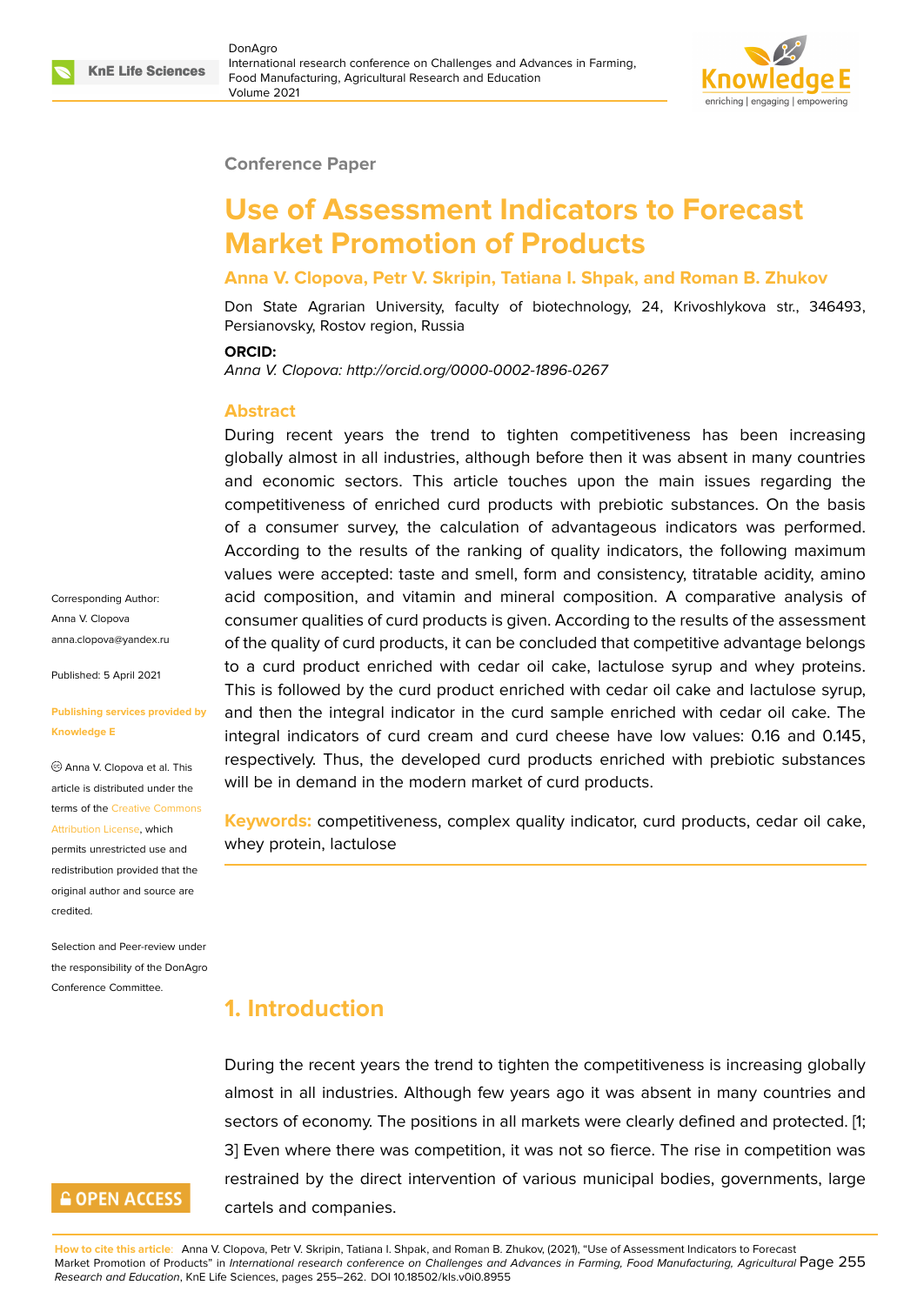Conference Paper

# Use of Assessment Indicators to Forecast Market Promotion of Products

**Anna V. Clopova, Petr V. Skripin, Tatiana I. Shpak, and Roman B. Zhukov**

Don State Agrarian University, faculty of biotechnology, 24, Krivoshlykova str., 346493, Persianovsky, Rostov region, Russia

**ORCID:**

*Anna V. Clopova: http://orcid.org/0000-0002-1896-0267*

Corresponding Author: Anna V. Clopova anna.clopova@yandex.ru

Published: 5 April 2021

Publishing services provided by Knowledge E

© Anna V. Clopova et al. This article is distributed under the terms of the Creative Commons Attribution License, which permits unrestricted use and redistribution provided that the original author and source are credited.

Selection and Peer-review under the responsibility of the DonAgro Conference Committee.

## Abstract

During recent years the trend to tighten competitiveness has been increasing globally almost in all industries, although before then it was absent in many countries and economic sectors. This article touches upon the main issues regarding the competitiveness of enriched curd products with prebiotic substances. On the basis of a consumer survey, the calculation of advantageous indicators was performed. According to the results of the ranking of quality indicators, the following maximum values were accepted: taste and smell, form and consistency, titratable acidity, amino acid composition, and vitamin and mineral composition. A comparative analysis of consumer qualities of curd products is given. According to the results of the assessment of the quality of curd products, it can be concluded that competitive advantage belongs to a curd product enriched with cedar oil cake, lactulose syrup and whey proteins. This is followed by the curd product enriched with cedar oil cake and lactulose syrup, and then the integral indicator in the curd sample enriched with cedar oil cake. The integral indicators of curd cream and curd cheese have low values: 0.16 and 0.145, respectively. Thus, the developed curd products enriched with prebiotic substances will be in demand in the modern market of curd products.

**Keywords:** competitiveness, complex quality indicator, curd products, cedar oil cake, whey protein, lactulose

## 1. Introduction

During the recent years the trend to tighten the competitiveness is increasing globally almost in all industries. Although few years ago it was absent in many countries and sectors of economy. The positions in all markets were clearly defined and protected. [1; 3] Even where there was competition, it was not so fierce. The rise in competition was restrained by the direct intervention of various municipal bodies, governments, large cartels and companies.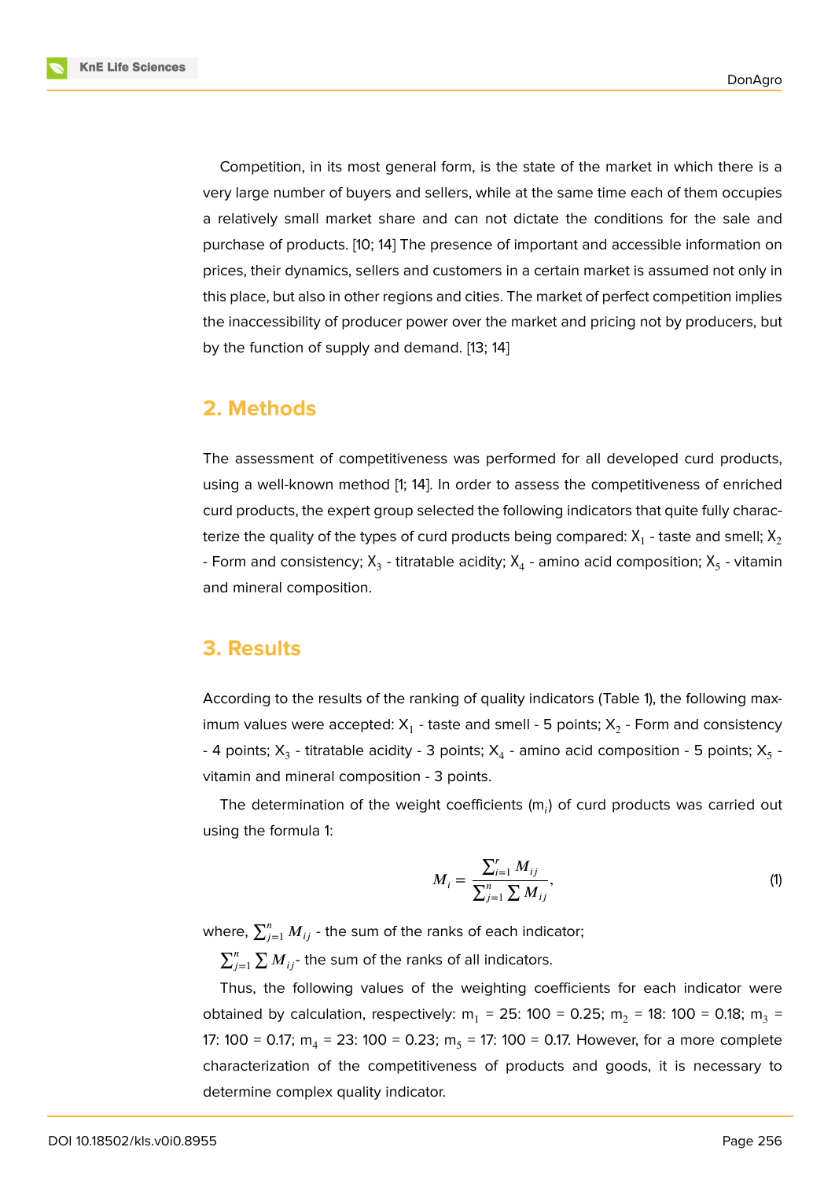Competition, in its most general form, is the state of the market in which there is a very large number of buyers and sellers, while at the same time each of them occupies a relatively small market share and can not dictate the conditions for the sale and purchase of products. [10; 14] The presence of important and accessible information on prices, their dynamics, sellers and customers in a certain market is assumed not only in this place, but also in other regions and cities. The market of perfect competition implies the inaccessibility of producer power over the market and pricing not by producers, but by the function of supply and demand. [13; 14]

## 2. Methods

The assessment of competitiveness was performed for all developed curd products, using a well-known method [1; 14]. In order to assess the competitiveness of enriched curd products, the expert group selected the following indicators that quite fully characterize the quality of the types of curd products being compared: $X_1$ - taste and smell; $X_2$ - Form and consistency; $X_3$ - titratable acidity; $X_4$ - amino acid composition; $X_5$ - vitamin and mineral composition.

## 3. Results

According to the results of the ranking of quality indicators (Table 1), the following maximum values were accepted: $X_1$ - taste and smell - 5 points; $X_2$ - Form and consistency - 4 points; $X_3$ - titratable acidity - 3 points; $X_4$ - amino acid composition - 5 points; $X_5$ - vitamin and mineral composition - 3 points.

The determination of the weight coefficients ($m_i$) of curd products was carried out using the formula 1:

$$M_i = \frac{\sum_{i=1}^{r} M_{ij}}{\sum_{j=1}^{n} \sum M_{ij}}, \tag{1}$$

where, $\sum_{j=1}^{n} M_{ij}$ - the sum of the ranks of each indicator;

$\sum_{j=1}^{n} \sum M_{ij}$- the sum of the ranks of all indicators.

Thus, the following values of the weighting coefficients for each indicator were obtained by calculation, respectively: $m_1$ = 25: 100 = 0.25; $m_2$ = 18: 100 = 0.18; $m_3$ = 17: 100 = 0.17; $m_4$ = 23: 100 = 0.23; $m_5$ = 17: 100 = 0.17. However, for a more complete characterization of the competitiveness of products and goods, it is necessary to determine complex quality indicator.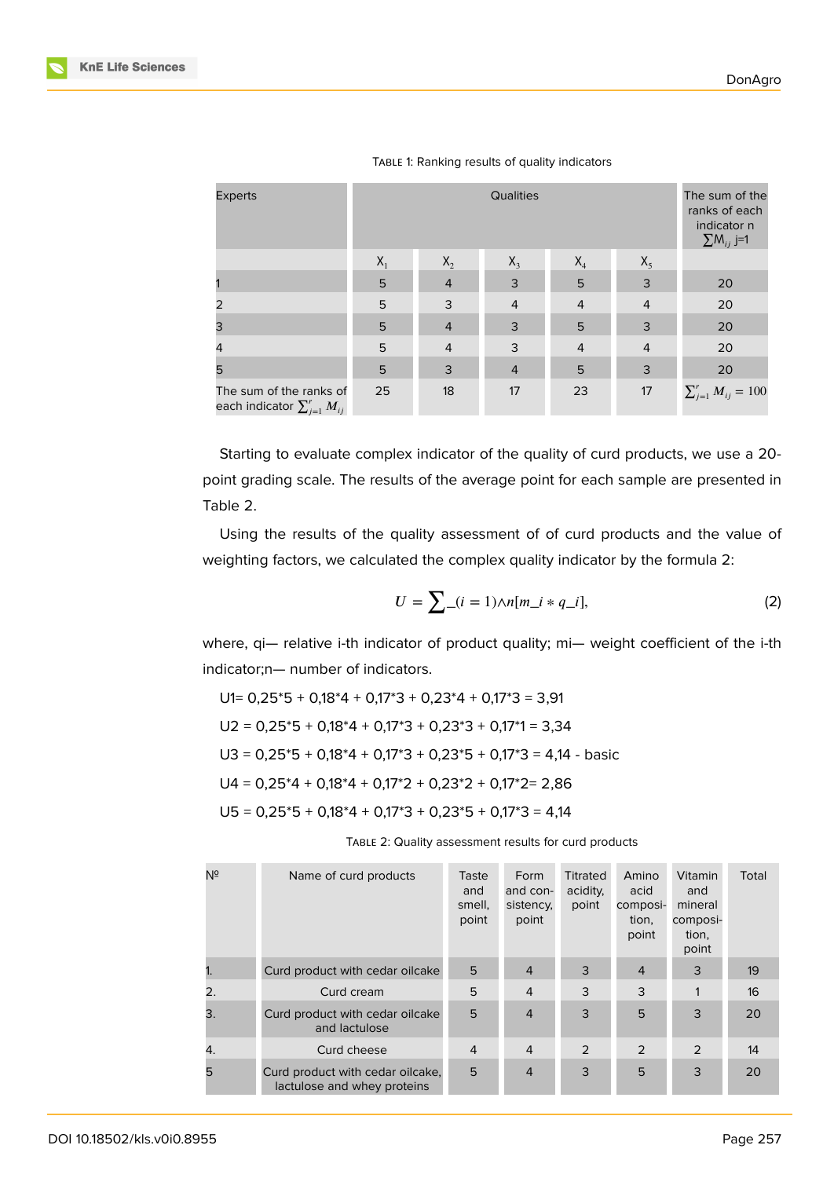Table 1: Ranking results of quality indicators

| Experts | Qualities | | | | | The sum of the ranks of each indicator n $\sum M_{ij}$ j=1 |
|---|---|---|---|---|---|---|
| | $X_1$ | $X_2$ | $X_3$ | $X_4$ | $X_5$ | |
| 1 | 5 | 4 | 3 | 5 | 3 | 20 |
| 2 | 5 | 3 | 4 | 4 | 4 | 20 |
| 3 | 5 | 4 | 3 | 5 | 3 | 20 |
| 4 | 5 | 4 | 3 | 4 | 4 | 20 |
| 5 | 5 | 3 | 4 | 5 | 3 | 20 |
| The sum of the ranks of each indicator $\sum_{j=1}^{r} M_{ij}$ | 25 | 18 | 17 | 23 | 17 | $\sum_{j=1}^{r} M_{ij} = 100$ |

Starting to evaluate complex indicator of the quality of curd products, we use a 20-point grading scale. The results of the average point for each sample are presented in Table 2.

Using the results of the quality assessment of of curd products and the value of weighting factors, we calculated the complex quality indicator by the formula 2:

$$U = \sum\_(i = 1)\wedge n[m\_i * q\_i], \tag{2}$$

where, qi— relative i-th indicator of product quality; mi— weight coefficient of the i-th indicator;n— number of indicators.

U1= 0,25*5 + 0,18*4 + 0,17*3 + 0,23*4 + 0,17*3 = 3,91

U2 = 0,25*5 + 0,18*4 + 0,17*3 + 0,23*3 + 0,17*1 = 3,34

U3 = 0,25*5 + 0,18*4 + 0,17*3 + 0,23*5 + 0,17*3 = 4,14 - basic

U4 = 0,25*4 + 0,18*4 + 0,17*2 + 0,23*2 + 0,17*2= 2,86

U5 = 0,25*5 + 0,18*4 + 0,17*3 + 0,23*5 + 0,17*3 = 4,14

Table 2: Quality assessment results for curd products

| № | Name of curd products | Taste and smell, point | Form and consistency, point | Titrated acidity, point | Amino acid composition, point | Vitamin and mineral composition, point | Total |
|---|---|---|---|---|---|---|---|
| 1. | Curd product with cedar oilcake | 5 | 4 | 3 | 4 | 3 | 19 |
| 2. | Curd cream | 5 | 4 | 3 | 3 | 1 | 16 |
| 3. | Curd product with cedar oilcake and lactulose | 5 | 4 | 3 | 5 | 3 | 20 |
| 4. | Curd cheese | 4 | 4 | 2 | 2 | 2 | 14 |
| 5 | Curd product with cedar oilcake, lactulose and whey proteins | 5 | 4 | 3 | 5 | 3 | 20 |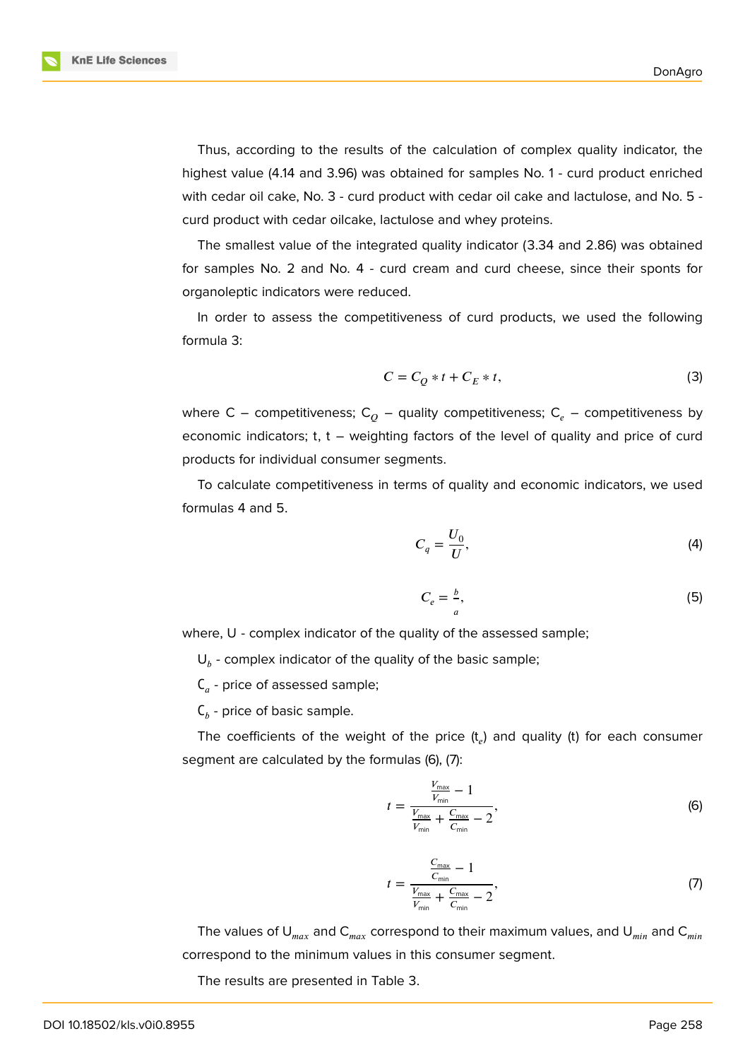Thus, according to the results of the calculation of complex quality indicator, the highest value (4.14 and 3.96) was obtained for samples No. 1 - curd product enriched with cedar oil cake, No. 3 - curd product with cedar oil cake and lactulose, and No. 5 - curd product with cedar oilcake, lactulose and whey proteins.

The smallest value of the integrated quality indicator (3.34 and 2.86) was obtained for samples No. 2 and No. 4 - curd cream and curd cheese, since their sponts for organoleptic indicators were reduced.

In order to assess the competitiveness of curd products, we used the following formula 3:

$$C = C_Q * t + C_E * t, \tag{3}$$

where C – competitiveness; $C_Q$ – quality competitiveness; $C_e$ – competitiveness by economic indicators; t, t – weighting factors of the level of quality and price of curd products for individual consumer segments.

To calculate competitiveness in terms of quality and economic indicators, we used formulas 4 and 5.

$$C_q = \frac{U_0}{U}, \tag{4}$$

$$C_e = \frac{b}{a}, \tag{5}$$

where, U - complex indicator of the quality of the assessed sample;

$U_b$ - complex indicator of the quality of the basic sample;

$C_a$ - price of assessed sample;

$C_b$ - price of basic sample.

The coefficients of the weight of the price ($t_e$) and quality (t) for each consumer segment are calculated by the formulas (6), (7):

$$t = \frac{\frac{V_{\max}}{V_{\min}} - 1}{\frac{V_{\max}}{V_{\min}} + \frac{C_{\max}}{C_{\min}} - 2}, \tag{6}$$

$$t = \frac{\frac{C_{\max}}{C_{\min}} - 1}{\frac{V_{\max}}{V_{\min}} + \frac{C_{\max}}{C_{\min}} - 2}, \tag{7}$$

The values of $U_{max}$ and $C_{max}$ correspond to their maximum values, and $U_{min}$ and $C_{min}$ correspond to the minimum values in this consumer segment.

The results are presented in Table 3.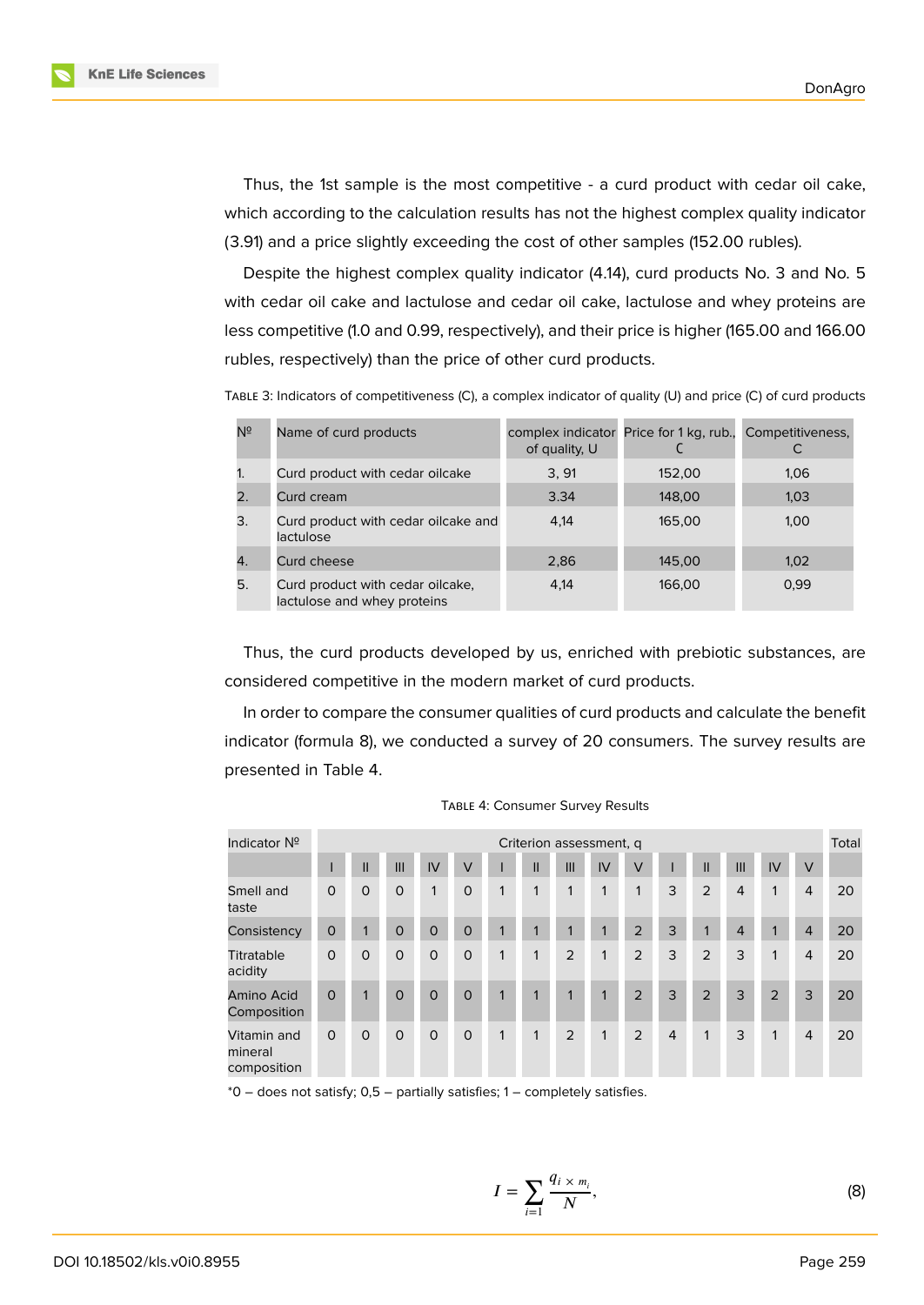Thus, the 1st sample is the most competitive - a curd product with cedar oil cake, which according to the calculation results has not the highest complex quality indicator (3.91) and a price slightly exceeding the cost of other samples (152.00 rubles).

Despite the highest complex quality indicator (4.14), curd products No. 3 and No. 5 with cedar oil cake and lactulose and cedar oil cake, lactulose and whey proteins are less competitive (1.0 and 0.99, respectively), and their price is higher (165.00 and 166.00 rubles, respectively) than the price of other curd products.

TABLE 3: Indicators of competitiveness (C), a complex indicator of quality (U) and price (C) of curd products

| № | Name of curd products | complex indicator of quality, U | Price for 1 kg, rub., C | Competitiveness, C |
|---|---|---|---|---|
| 1. | Curd product with cedar oilcake | 3, 91 | 152,00 | 1,06 |
| 2. | Curd cream | 3.34 | 148,00 | 1,03 |
| 3. | Curd product with cedar oilcake and lactulose | 4,14 | 165,00 | 1,00 |
| 4. | Curd cheese | 2,86 | 145,00 | 1,02 |
| 5. | Curd product with cedar oilcake, lactulose and whey proteins | 4,14 | 166,00 | 0,99 |

Thus, the curd products developed by us, enriched with prebiotic substances, are considered competitive in the modern market of curd products.

In order to compare the consumer qualities of curd products and calculate the benefit indicator (formula 8), we conducted a survey of 20 consumers. The survey results are presented in Table 4.

TABLE 4: Consumer Survey Results

| Indicator № | Criterion assessment, q | | | | | | | | | | | | | | | Total |
|---|---|---|---|---|---|---|---|---|---|---|---|---|---|---|---|---|
| | I | II | III | IV | V | I | II | III | IV | V | I | II | III | IV | V | |
| Smell and taste | 0 | 0 | 0 | 1 | 0 | 1 | 1 | 1 | 1 | 1 | 3 | 2 | 4 | 1 | 4 | 20 |
| Consistency | 0 | 1 | 0 | 0 | 0 | 1 | 1 | 1 | 1 | 2 | 3 | 1 | 4 | 1 | 4 | 20 |
| Titratable acidity | 0 | 0 | 0 | 0 | 0 | 1 | 1 | 2 | 1 | 2 | 3 | 2 | 3 | 1 | 4 | 20 |
| Amino Acid Composition | 0 | 1 | 0 | 0 | 0 | 1 | 1 | 1 | 1 | 2 | 3 | 2 | 3 | 2 | 3 | 20 |
| Vitamin and mineral composition | 0 | 0 | 0 | 0 | 0 | 1 | 1 | 2 | 1 | 2 | 4 | 1 | 3 | 1 | 4 | 20 |

*0 – does not satisfy; 0,5 – partially satisfies; 1 – completely satisfies.

$$I = \sum_{i=1} \frac{q_i \times m_i}{N}, \tag{8}$$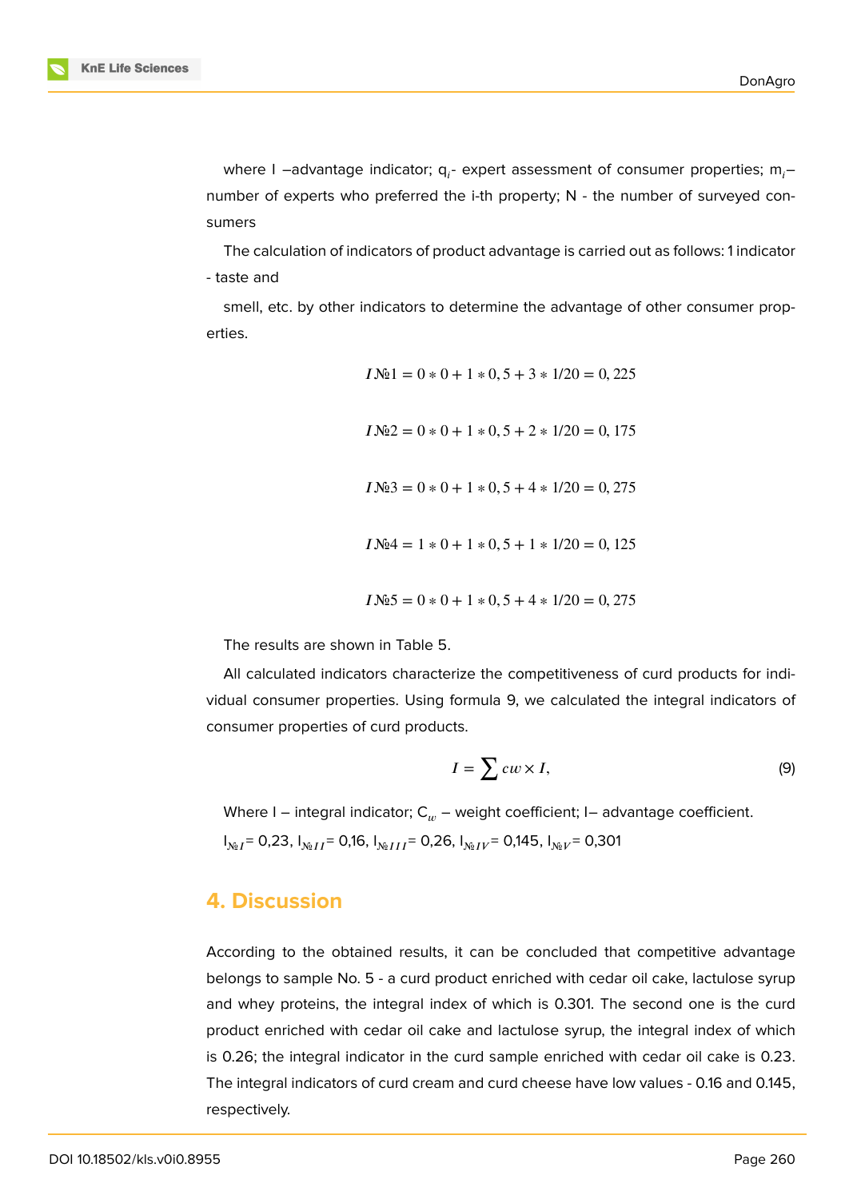where I –advantage indicator; $q_i$- expert assessment of consumer properties; $m_i$– number of experts who preferred the i-th property; N - the number of surveyed consumers

The calculation of indicators of product advantage is carried out as follows: 1 indicator - taste and

smell, etc. by other indicators to determine the advantage of other consumer properties.

$$I№1 = 0 * 0 + 1 * 0,5 + 3 * 1/20 = 0,225$$

$$I№2 = 0 * 0 + 1 * 0,5 + 2 * 1/20 = 0,175$$

$$I№3 = 0 * 0 + 1 * 0,5 + 4 * 1/20 = 0,275$$

$$I№4 = 1 * 0 + 1 * 0,5 + 1 * 1/20 = 0,125$$

$$I№5 = 0 * 0 + 1 * 0,5 + 4 * 1/20 = 0,275$$

The results are shown in Table 5.

All calculated indicators characterize the competitiveness of curd products for individual consumer properties. Using formula 9, we calculated the integral indicators of consumer properties of curd products.

$$I = \sum cw \times I, \tag{9}$$

Where I – integral indicator; $C_w$ – weight coefficient; I– advantage coefficient.

$I_{№I}$= 0,23, $I_{№II}$= 0,16, $I_{№III}$= 0,26, $I_{№IV}$= 0,145, $I_{№V}$= 0,301

## 4. Discussion

According to the obtained results, it can be concluded that competitive advantage belongs to sample No. 5 - a curd product enriched with cedar oil cake, lactulose syrup and whey proteins, the integral index of which is 0.301. The second one is the curd product enriched with cedar oil cake and lactulose syrup, the integral index of which is 0.26; the integral indicator in the curd sample enriched with cedar oil cake is 0.23. The integral indicators of curd cream and curd cheese have low values - 0.16 and 0.145, respectively.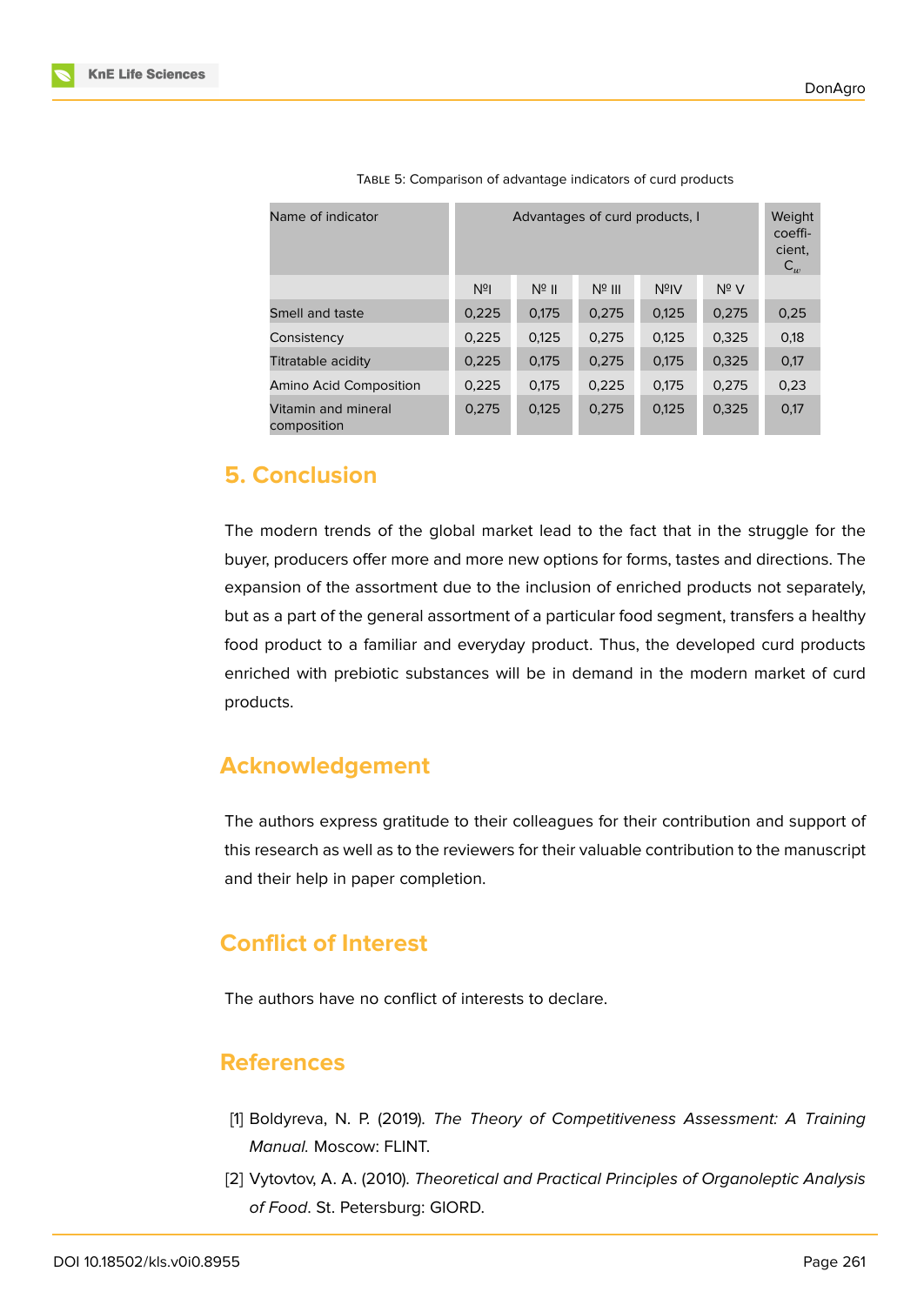Table 5: Comparison of advantage indicators of curd products

| Name of indicator | Advantages of curd products, I | | | | | Weight coefficient, $C_w$ |
|---|---|---|---|---|---|---|
| | №I | № II | № III | №IV | № V | |
| Smell and taste | 0,225 | 0,175 | 0,275 | 0,125 | 0,275 | 0,25 |
| Consistency | 0,225 | 0,125 | 0,275 | 0,125 | 0,325 | 0,18 |
| Titratable acidity | 0,225 | 0,175 | 0,275 | 0,175 | 0,325 | 0,17 |
| Amino Acid Composition | 0,225 | 0,175 | 0,225 | 0,175 | 0,275 | 0,23 |
| Vitamin and mineral composition | 0,275 | 0,125 | 0,275 | 0,125 | 0,325 | 0,17 |

## 5. Conclusion

The modern trends of the global market lead to the fact that in the struggle for the buyer, producers offer more and more new options for forms, tastes and directions. The expansion of the assortment due to the inclusion of enriched products not separately, but as a part of the general assortment of a particular food segment, transfers a healthy food product to a familiar and everyday product. Thus, the developed curd products enriched with prebiotic substances will be in demand in the modern market of curd products.

## Acknowledgement

The authors express gratitude to their colleagues for their contribution and support of this research as well as to the reviewers for their valuable contribution to the manuscript and their help in paper completion.

## Conflict of Interest

The authors have no conflict of interests to declare.

## References

[1] Boldyreva, N. P. (2019). *The Theory of Competitiveness Assessment: A Training Manual.* Moscow: FLINT.

[2] Vytovtov, A. A. (2010). *Theoretical and Practical Principles of Organoleptic Analysis of Food*. St. Petersburg: GIORD.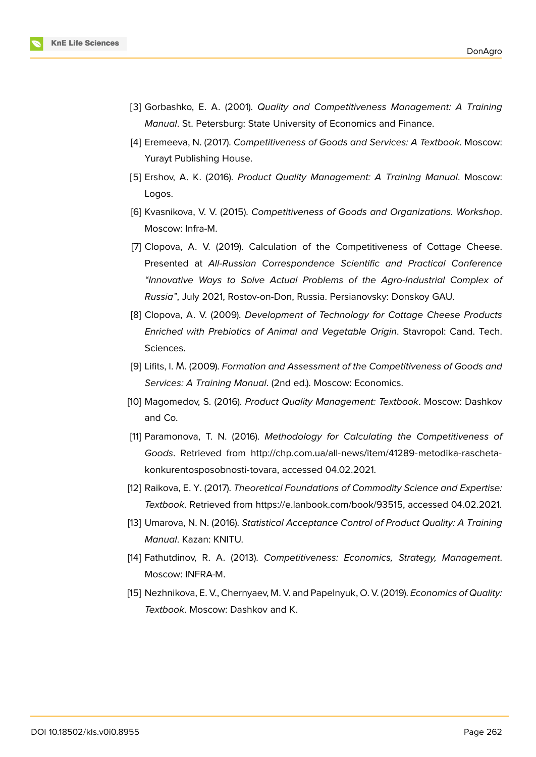[3] Gorbashko, E. A. (2001). *Quality and Competitiveness Management: A Training Manual*. St. Petersburg: State University of Economics and Finance.

[4] Eremeeva, N. (2017). *Competitiveness of Goods and Services: A Textbook*. Moscow: Yurayt Publishing House.

[5] Ershov, A. K. (2016). *Product Quality Management: A Training Manual*. Moscow: Logos.

[6] Kvasnikova, V. V. (2015). *Competitiveness of Goods and Organizations. Workshop*. Moscow: Infra-M.

[7] Clopova, A. V. (2019). Calculation of the Competitiveness of Cottage Cheese. Presented at *All-Russian Correspondence Scientific and Practical Conference "Innovative Ways to Solve Actual Problems of the Agro-Industrial Complex of Russia"*, July 2021, Rostov-on-Don, Russia. Persianovsky: Donskoy GAU.

[8] Clopova, A. V. (2009). *Development of Technology for Cottage Cheese Products Enriched with Prebiotics of Animal and Vegetable Origin*. Stavropol: Cand. Tech. Sciences.

[9] Lifits, I. M. (2009). *Formation and Assessment of the Competitiveness of Goods and Services: A Training Manual*. (2nd ed.). Moscow: Economics.

[10] Magomedov, S. (2016). *Product Quality Management: Textbook*. Moscow: Dashkov and Co.

[11] Paramonova, T. N. (2016). *Methodology for Calculating the Competitiveness of Goods*. Retrieved from http://chp.com.ua/all-news/item/41289-metodika-rascheta-konkurentosposobnosti-tovara, accessed 04.02.2021.

[12] Raikova, E. Y. (2017). *Theoretical Foundations of Commodity Science and Expertise: Textbook*. Retrieved from https://e.lanbook.com/book/93515, accessed 04.02.2021.

[13] Umarova, N. N. (2016). *Statistical Acceptance Control of Product Quality: A Training Manual*. Kazan: KNITU.

[14] Fathutdinov, R. A. (2013). *Competitiveness: Economics, Strategy, Management*. Moscow: INFRA-M.

[15] Nezhnikova, E. V., Chernyaev, M. V. and Papelnyuk, O. V. (2019). *Economics of Quality: Textbook*. Moscow: Dashkov and K.